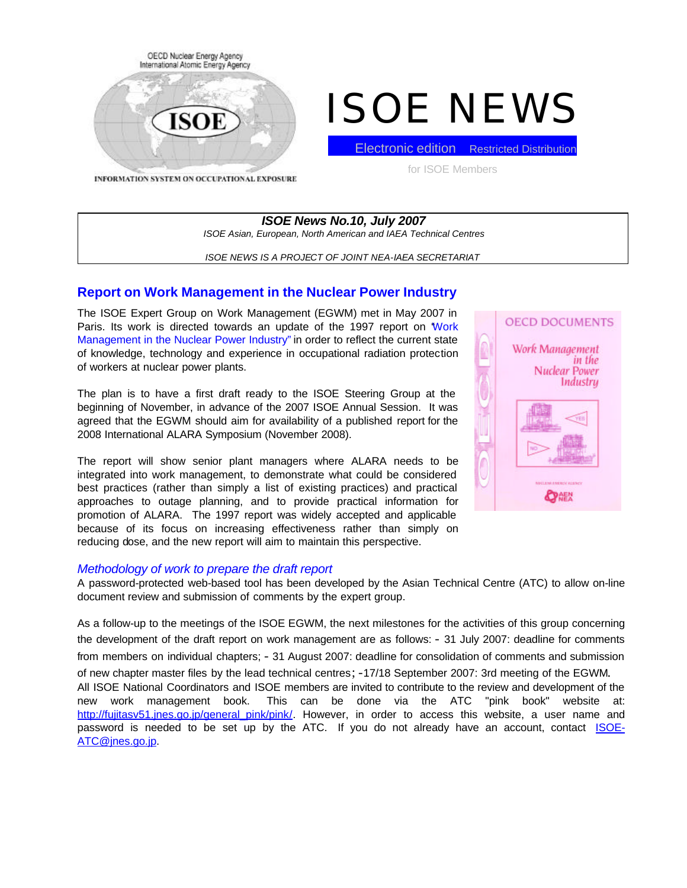OECD Nuclear Energy Agency
International Atomic Energy Agency

ISOE

INFORMATION SYSTEM ON OCCUPATIONAL EXPOSURE

# ISOE NEWS

Electronic edition Restricted Distribution

for ISOE Members

***ISOE News No.10, July 2007***

*ISOE Asian, European, North American and IAEA Technical Centres*

*ISOE NEWS IS A PROJECT OF JOINT NEA-IAEA SECRETARIAT*

## Report on Work Management in the Nuclear Power Industry

The ISOE Expert Group on Work Management (EGWM) met in May 2007 in Paris. Its work is directed towards an update of the 1997 report on "Work Management in the Nuclear Power Industry" in order to reflect the current state of knowledge, technology and experience in occupational radiation protection of workers at nuclear power plants.

The plan is to have a first draft ready to the ISOE Steering Group at the beginning of November, in advance of the 2007 ISOE Annual Session. It was agreed that the EGWM should aim for availability of a published report for the 2008 International ALARA Symposium (November 2008).

The report will show senior plant managers where ALARA needs to be integrated into work management, to demonstrate what could be considered best practices (rather than simply a list of existing practices) and practical approaches to outage planning, and to provide practical information for promotion of ALARA. The 1997 report was widely accepted and applicable because of its focus on increasing effectiveness rather than simply on reducing dose, and the new report will aim to maintain this perspective.

### *Methodology of work to prepare the draft report*

A password-protected web-based tool has been developed by the Asian Technical Centre (ATC) to allow on-line document review and submission of comments by the expert group.

As a follow-up to the meetings of the ISOE EGWM, the next milestones for the activities of this group concerning the development of the draft report on work management are as follows: - 31 July 2007: deadline for comments from members on individual chapters; - 31 August 2007: deadline for consolidation of comments and submission of new chapter master files by the lead technical centres; -17/18 September 2007: 3rd meeting of the EGWM.
All ISOE National Coordinators and ISOE members are invited to contribute to the review and development of the new work management book. This can be done via the ATC "pink book" website at: http://fujitasv51.jnes.go.jp/general_pink/pink/. However, in order to access this website, a user name and password is needed to be set up by the ATC. If you do not already have an account, contact ISOE-ATC@jnes.go.jp.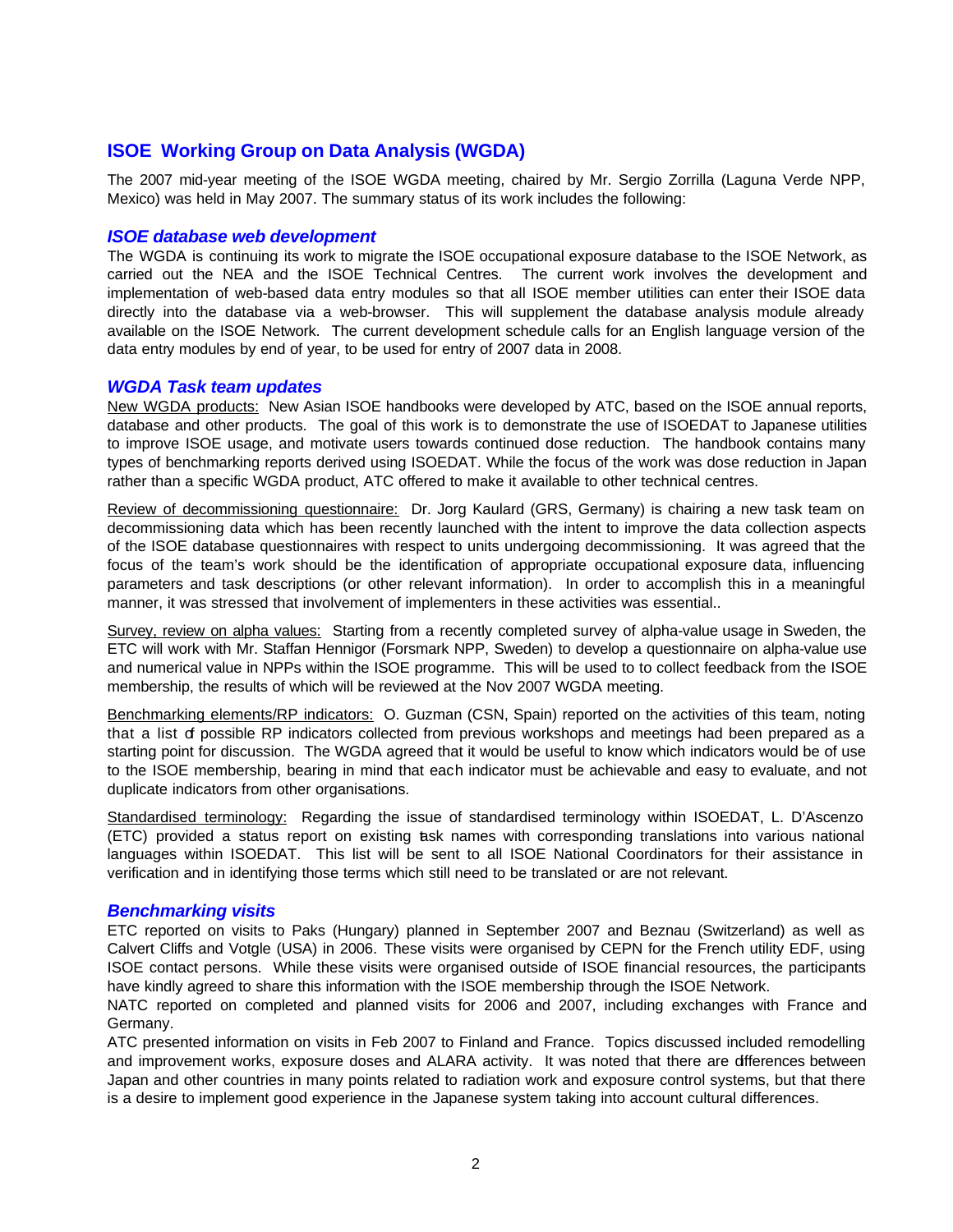## ISOE Working Group on Data Analysis (WGDA)

The 2007 mid-year meeting of the ISOE WGDA meeting, chaired by Mr. Sergio Zorrilla (Laguna Verde NPP, Mexico) was held in May 2007. The summary status of its work includes the following:

### *ISOE database web development*

The WGDA is continuing its work to migrate the ISOE occupational exposure database to the ISOE Network, as carried out the NEA and the ISOE Technical Centres. The current work involves the development and implementation of web-based data entry modules so that all ISOE member utilities can enter their ISOE data directly into the database via a web-browser. This will supplement the database analysis module already available on the ISOE Network. The current development schedule calls for an English language version of the data entry modules by end of year, to be used for entry of 2007 data in 2008.

### *WGDA Task team updates*

<u>New WGDA products:</u> New Asian ISOE handbooks were developed by ATC, based on the ISOE annual reports, database and other products. The goal of this work is to demonstrate the use of ISOEDAT to Japanese utilities to improve ISOE usage, and motivate users towards continued dose reduction. The handbook contains many types of benchmarking reports derived using ISOEDAT. While the focus of the work was dose reduction in Japan rather than a specific WGDA product, ATC offered to make it available to other technical centres.

<u>Review of decommissioning questionnaire:</u> Dr. Jorg Kaulard (GRS, Germany) is chairing a new task team on decommissioning data which has been recently launched with the intent to improve the data collection aspects of the ISOE database questionnaires with respect to units undergoing decommissioning. It was agreed that the focus of the team's work should be the identification of appropriate occupational exposure data, influencing parameters and task descriptions (or other relevant information). In order to accomplish this in a meaningful manner, it was stressed that involvement of implementers in these activities was essential..

<u>Survey, review on alpha values:</u> Starting from a recently completed survey of alpha-value usage in Sweden, the ETC will work with Mr. Staffan Hennigor (Forsmark NPP, Sweden) to develop a questionnaire on alpha-value use and numerical value in NPPs within the ISOE programme. This will be used to to collect feedback from the ISOE membership, the results of which will be reviewed at the Nov 2007 WGDA meeting.

<u>Benchmarking elements/RP indicators:</u> O. Guzman (CSN, Spain) reported on the activities of this team, noting that a list of possible RP indicators collected from previous workshops and meetings had been prepared as a starting point for discussion. The WGDA agreed that it would be useful to know which indicators would be of use to the ISOE membership, bearing in mind that each indicator must be achievable and easy to evaluate, and not duplicate indicators from other organisations.

<u>Standardised terminology:</u> Regarding the issue of standardised terminology within ISOEDAT, L. D'Ascenzo (ETC) provided a status report on existing task names with corresponding translations into various national languages within ISOEDAT. This list will be sent to all ISOE National Coordinators for their assistance in verification and in identifying those terms which still need to be translated or are not relevant.

### *Benchmarking visits*

ETC reported on visits to Paks (Hungary) planned in September 2007 and Beznau (Switzerland) as well as Calvert Cliffs and Votgle (USA) in 2006. These visits were organised by CEPN for the French utility EDF, using ISOE contact persons. While these visits were organised outside of ISOE financial resources, the participants have kindly agreed to share this information with the ISOE membership through the ISOE Network.

NATC reported on completed and planned visits for 2006 and 2007, including exchanges with France and Germany.

ATC presented information on visits in Feb 2007 to Finland and France. Topics discussed included remodelling and improvement works, exposure doses and ALARA activity. It was noted that there are differences between Japan and other countries in many points related to radiation work and exposure control systems, but that there is a desire to implement good experience in the Japanese system taking into account cultural differences.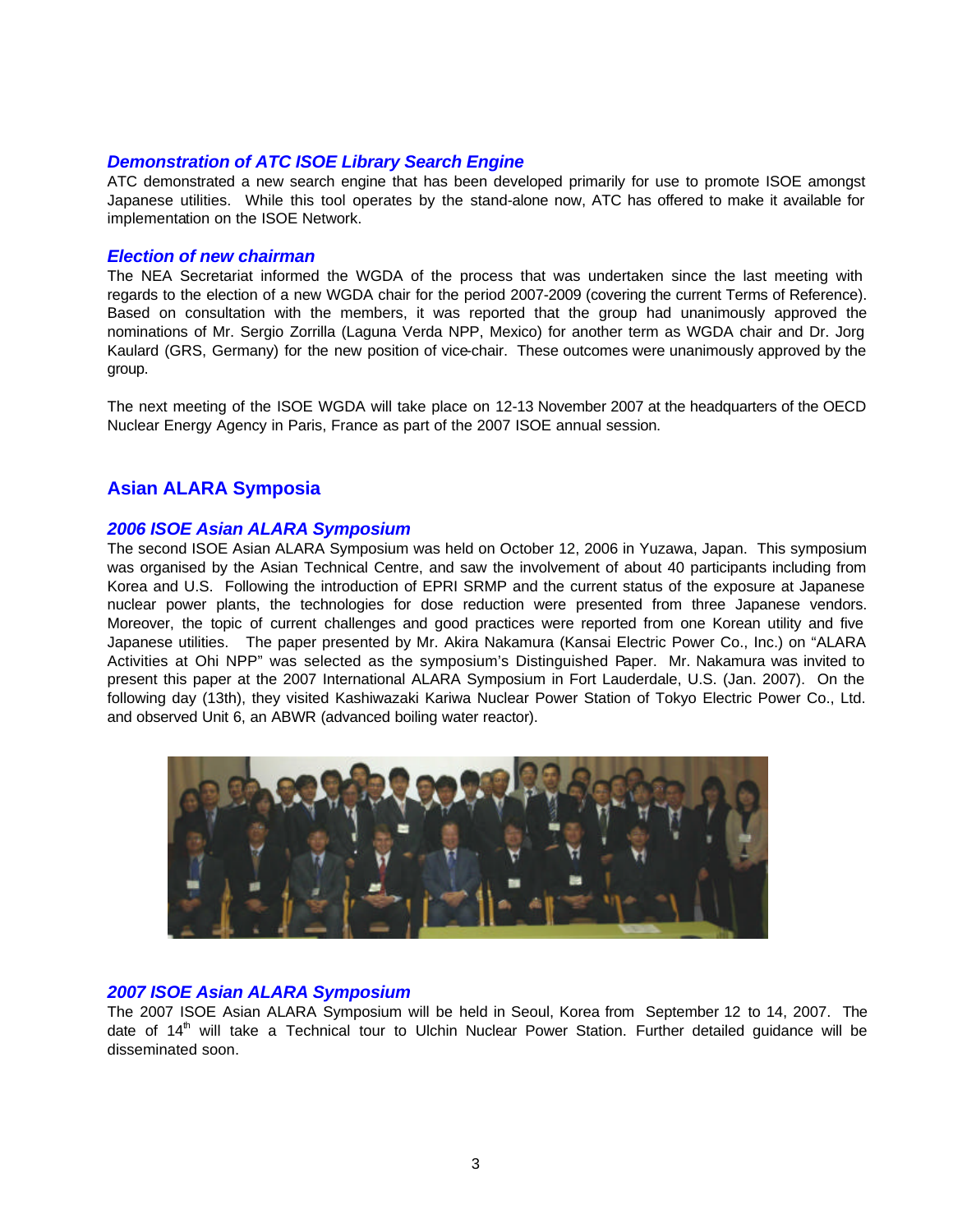### *Demonstration of ATC ISOE Library Search Engine*

ATC demonstrated a new search engine that has been developed primarily for use to promote ISOE amongst Japanese utilities. While this tool operates by the stand-alone now, ATC has offered to make it available for implementation on the ISOE Network.

### *Election of new chairman*

The NEA Secretariat informed the WGDA of the process that was undertaken since the last meeting with regards to the election of a new WGDA chair for the period 2007-2009 (covering the current Terms of Reference). Based on consultation with the members, it was reported that the group had unanimously approved the nominations of Mr. Sergio Zorrilla (Laguna Verda NPP, Mexico) for another term as WGDA chair and Dr. Jorg Kaulard (GRS, Germany) for the new position of vice-chair. These outcomes were unanimously approved by the group.

The next meeting of the ISOE WGDA will take place on 12-13 November 2007 at the headquarters of the OECD Nuclear Energy Agency in Paris, France as part of the 2007 ISOE annual session.

## Asian ALARA Symposia

### *2006 ISOE Asian ALARA Symposium*

The second ISOE Asian ALARA Symposium was held on October 12, 2006 in Yuzawa, Japan. This symposium was organised by the Asian Technical Centre, and saw the involvement of about 40 participants including from Korea and U.S. Following the introduction of EPRI SRMP and the current status of the exposure at Japanese nuclear power plants, the technologies for dose reduction were presented from three Japanese vendors. Moreover, the topic of current challenges and good practices were reported from one Korean utility and five Japanese utilities. The paper presented by Mr. Akira Nakamura (Kansai Electric Power Co., Inc.) on "ALARA Activities at Ohi NPP" was selected as the symposium's Distinguished Paper. Mr. Nakamura was invited to present this paper at the 2007 International ALARA Symposium in Fort Lauderdale, U.S. (Jan. 2007). On the following day (13th), they visited Kashiwazaki Kariwa Nuclear Power Station of Tokyo Electric Power Co., Ltd. and observed Unit 6, an ABWR (advanced boiling water reactor).

### *2007 ISOE Asian ALARA Symposium*

The 2007 ISOE Asian ALARA Symposium will be held in Seoul, Korea from September 12 to 14, 2007. The date of 14th will take a Technical tour to Ulchin Nuclear Power Station. Further detailed guidance will be disseminated soon.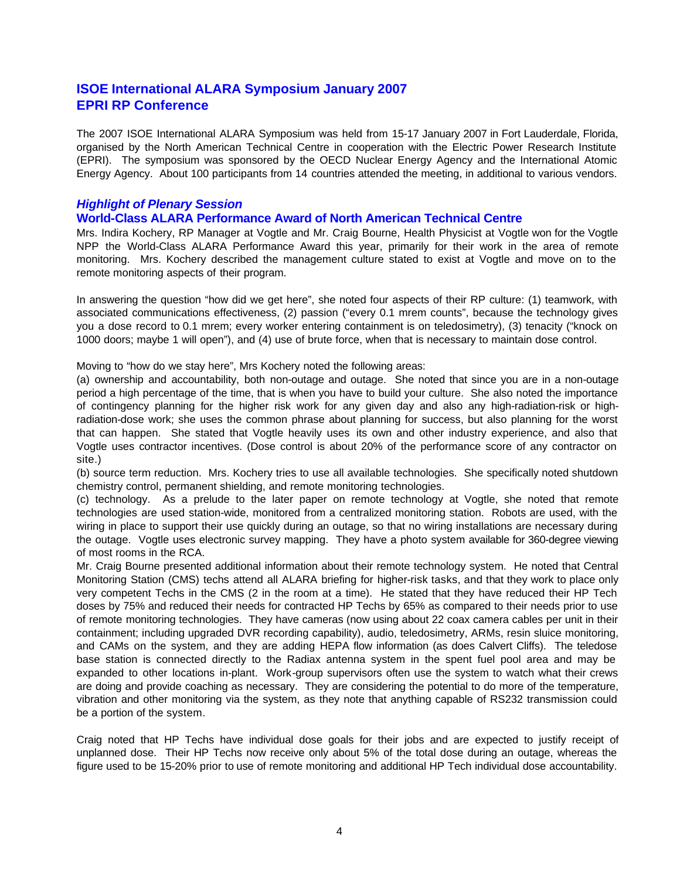## ISOE International ALARA Symposium January 2007
## EPRI RP Conference

The 2007 ISOE International ALARA Symposium was held from 15-17 January 2007 in Fort Lauderdale, Florida, organised by the North American Technical Centre in cooperation with the Electric Power Research Institute (EPRI). The symposium was sponsored by the OECD Nuclear Energy Agency and the International Atomic Energy Agency. About 100 participants from 14 countries attended the meeting, in additional to various vendors.

### *Highlight of Plenary Session*

### World-Class ALARA Performance Award of North American Technical Centre

Mrs. Indira Kochery, RP Manager at Vogtle and Mr. Craig Bourne, Health Physicist at Vogtle won for the Vogtle NPP the World-Class ALARA Performance Award this year, primarily for their work in the area of remote monitoring. Mrs. Kochery described the management culture stated to exist at Vogtle and move on to the remote monitoring aspects of their program.

In answering the question "how did we get here", she noted four aspects of their RP culture: (1) teamwork, with associated communications effectiveness, (2) passion ("every 0.1 mrem counts", because the technology gives you a dose record to 0.1 mrem; every worker entering containment is on teledosimetry), (3) tenacity ("knock on 1000 doors; maybe 1 will open"), and (4) use of brute force, when that is necessary to maintain dose control.

Moving to "how do we stay here", Mrs Kochery noted the following areas:

(a) ownership and accountability, both non-outage and outage. She noted that since you are in a non-outage period a high percentage of the time, that is when you have to build your culture. She also noted the importance of contingency planning for the higher risk work for any given day and also any high-radiation-risk or high-radiation-dose work; she uses the common phrase about planning for success, but also planning for the worst that can happen. She stated that Vogtle heavily uses its own and other industry experience, and also that Vogtle uses contractor incentives. (Dose control is about 20% of the performance score of any contractor on site.)

(b) source term reduction. Mrs. Kochery tries to use all available technologies. She specifically noted shutdown chemistry control, permanent shielding, and remote monitoring technologies.

(c) technology. As a prelude to the later paper on remote technology at Vogtle, she noted that remote technologies are used station-wide, monitored from a centralized monitoring station. Robots are used, with the wiring in place to support their use quickly during an outage, so that no wiring installations are necessary during the outage. Vogtle uses electronic survey mapping. They have a photo system available for 360-degree viewing of most rooms in the RCA.

Mr. Craig Bourne presented additional information about their remote technology system. He noted that Central Monitoring Station (CMS) techs attend all ALARA briefing for higher-risk tasks, and that they work to place only very competent Techs in the CMS (2 in the room at a time). He stated that they have reduced their HP Tech doses by 75% and reduced their needs for contracted HP Techs by 65% as compared to their needs prior to use of remote monitoring technologies. They have cameras (now using about 22 coax camera cables per unit in their containment; including upgraded DVR recording capability), audio, teledosimetry, ARMs, resin sluice monitoring, and CAMs on the system, and they are adding HEPA flow information (as does Calvert Cliffs). The teledose base station is connected directly to the Radiax antenna system in the spent fuel pool area and may be expanded to other locations in-plant. Work-group supervisors often use the system to watch what their crews are doing and provide coaching as necessary. They are considering the potential to do more of the temperature, vibration and other monitoring via the system, as they note that anything capable of RS232 transmission could be a portion of the system.

Craig noted that HP Techs have individual dose goals for their jobs and are expected to justify receipt of unplanned dose. Their HP Techs now receive only about 5% of the total dose during an outage, whereas the figure used to be 15-20% prior to use of remote monitoring and additional HP Tech individual dose accountability.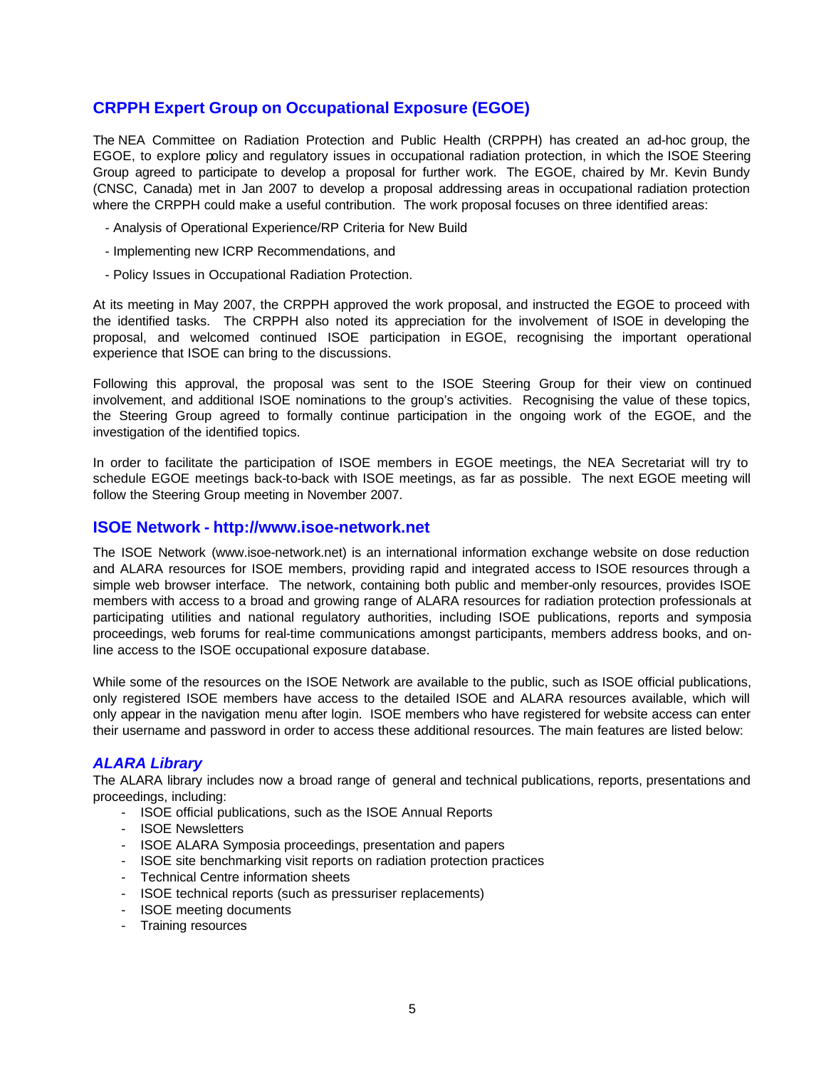## CRPPH Expert Group on Occupational Exposure (EGOE)

The NEA Committee on Radiation Protection and Public Health (CRPPH) has created an ad-hoc group, the EGOE, to explore policy and regulatory issues in occupational radiation protection, in which the ISOE Steering Group agreed to participate to develop a proposal for further work. The EGOE, chaired by Mr. Kevin Bundy (CNSC, Canada) met in Jan 2007 to develop a proposal addressing areas in occupational radiation protection where the CRPPH could make a useful contribution. The work proposal focuses on three identified areas:

- Analysis of Operational Experience/RP Criteria for New Build
- Implementing new ICRP Recommendations, and
- Policy Issues in Occupational Radiation Protection.

At its meeting in May 2007, the CRPPH approved the work proposal, and instructed the EGOE to proceed with the identified tasks. The CRPPH also noted its appreciation for the involvement of ISOE in developing the proposal, and welcomed continued ISOE participation in EGOE, recognising the important operational experience that ISOE can bring to the discussions.

Following this approval, the proposal was sent to the ISOE Steering Group for their view on continued involvement, and additional ISOE nominations to the group's activities. Recognising the value of these topics, the Steering Group agreed to formally continue participation in the ongoing work of the EGOE, and the investigation of the identified topics.

In order to facilitate the participation of ISOE members in EGOE meetings, the NEA Secretariat will try to schedule EGOE meetings back-to-back with ISOE meetings, as far as possible. The next EGOE meeting will follow the Steering Group meeting in November 2007.

## ISOE Network - http://www.isoe-network.net

The ISOE Network (www.isoe-network.net) is an international information exchange website on dose reduction and ALARA resources for ISOE members, providing rapid and integrated access to ISOE resources through a simple web browser interface. The network, containing both public and member-only resources, provides ISOE members with access to a broad and growing range of ALARA resources for radiation protection professionals at participating utilities and national regulatory authorities, including ISOE publications, reports and symposia proceedings, web forums for real-time communications amongst participants, members address books, and on-line access to the ISOE occupational exposure database.

While some of the resources on the ISOE Network are available to the public, such as ISOE official publications, only registered ISOE members have access to the detailed ISOE and ALARA resources available, which will only appear in the navigation menu after login. ISOE members who have registered for website access can enter their username and password in order to access these additional resources. The main features are listed below:

### *ALARA Library*

The ALARA library includes now a broad range of general and technical publications, reports, presentations and proceedings, including:

- ISOE official publications, such as the ISOE Annual Reports
- ISOE Newsletters
- ISOE ALARA Symposia proceedings, presentation and papers
- ISOE site benchmarking visit reports on radiation protection practices
- Technical Centre information sheets
- ISOE technical reports (such as pressuriser replacements)
- ISOE meeting documents
- Training resources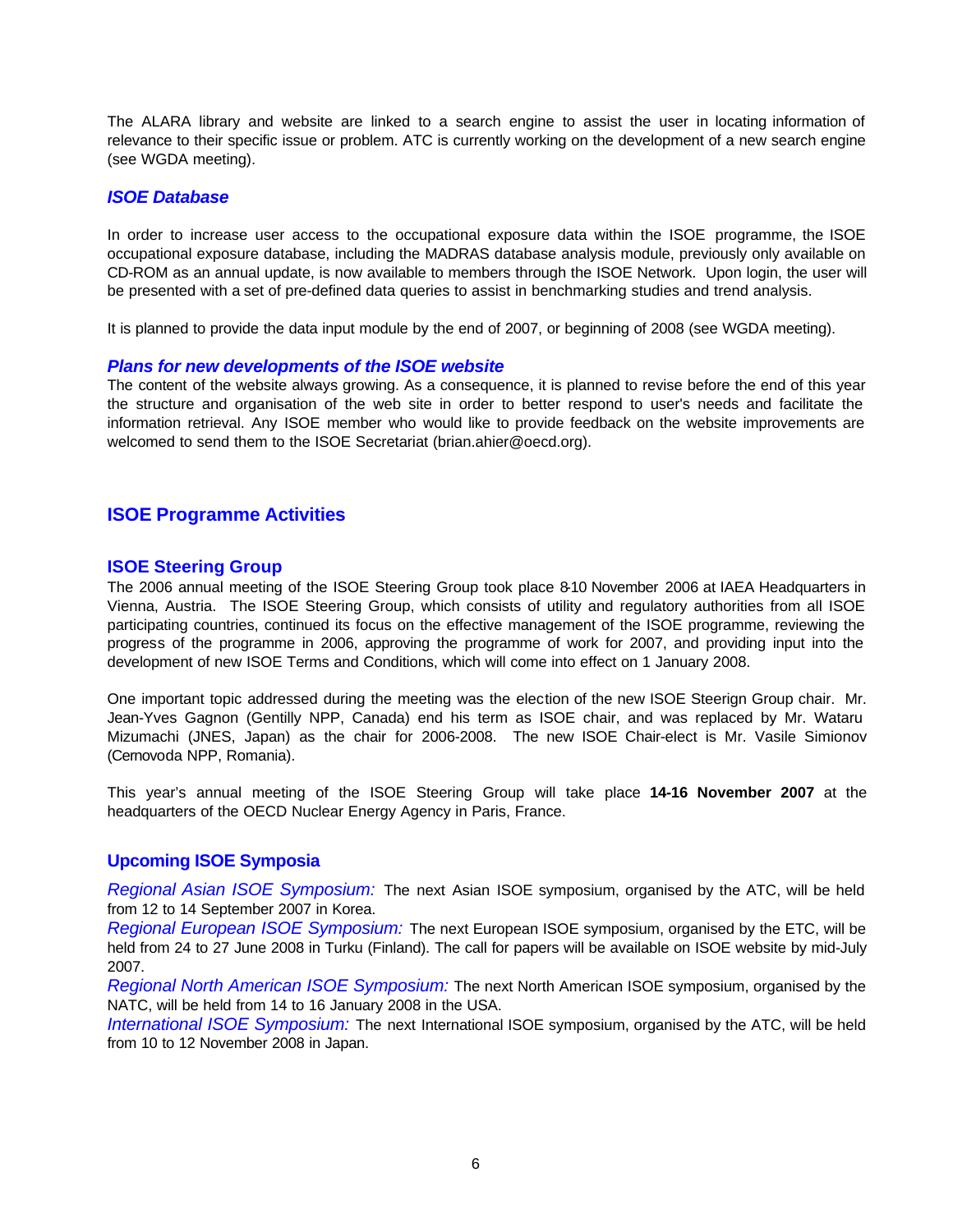The ALARA library and website are linked to a search engine to assist the user in locating information of relevance to their specific issue or problem. ATC is currently working on the development of a new search engine (see WGDA meeting).

### *ISOE Database*

In order to increase user access to the occupational exposure data within the ISOE programme, the ISOE occupational exposure database, including the MADRAS database analysis module, previously only available on CD-ROM as an annual update, is now available to members through the ISOE Network. Upon login, the user will be presented with a set of pre-defined data queries to assist in benchmarking studies and trend analysis.

It is planned to provide the data input module by the end of 2007, or beginning of 2008 (see WGDA meeting).

### *Plans for new developments of the ISOE website*

The content of the website always growing. As a consequence, it is planned to revise before the end of this year the structure and organisation of the web site in order to better respond to user's needs and facilitate the information retrieval. Any ISOE member who would like to provide feedback on the website improvements are welcomed to send them to the ISOE Secretariat (brian.ahier@oecd.org).

## ISOE Programme Activities

### ISOE Steering Group

The 2006 annual meeting of the ISOE Steering Group took place 8-10 November 2006 at IAEA Headquarters in Vienna, Austria. The ISOE Steering Group, which consists of utility and regulatory authorities from all ISOE participating countries, continued its focus on the effective management of the ISOE programme, reviewing the progress of the programme in 2006, approving the programme of work for 2007, and providing input into the development of new ISOE Terms and Conditions, which will come into effect on 1 January 2008.

One important topic addressed during the meeting was the election of the new ISOE Steerign Group chair. Mr. Jean-Yves Gagnon (Gentilly NPP, Canada) end his term as ISOE chair, and was replaced by Mr. Wataru Mizumachi (JNES, Japan) as the chair for 2006-2008. The new ISOE Chair-elect is Mr. Vasile Simionov (Cernovoda NPP, Romania).

This year's annual meeting of the ISOE Steering Group will take place **14-16 November 2007** at the headquarters of the OECD Nuclear Energy Agency in Paris, France.

### Upcoming ISOE Symposia

*Regional Asian ISOE Symposium:* The next Asian ISOE symposium, organised by the ATC, will be held from 12 to 14 September 2007 in Korea.
*Regional European ISOE Symposium:* The next European ISOE symposium, organised by the ETC, will be held from 24 to 27 June 2008 in Turku (Finland). The call for papers will be available on ISOE website by mid-July 2007.
*Regional North American ISOE Symposium:* The next North American ISOE symposium, organised by the NATC, will be held from 14 to 16 January 2008 in the USA.
*International ISOE Symposium:* The next International ISOE symposium, organised by the ATC, will be held from 10 to 12 November 2008 in Japan.